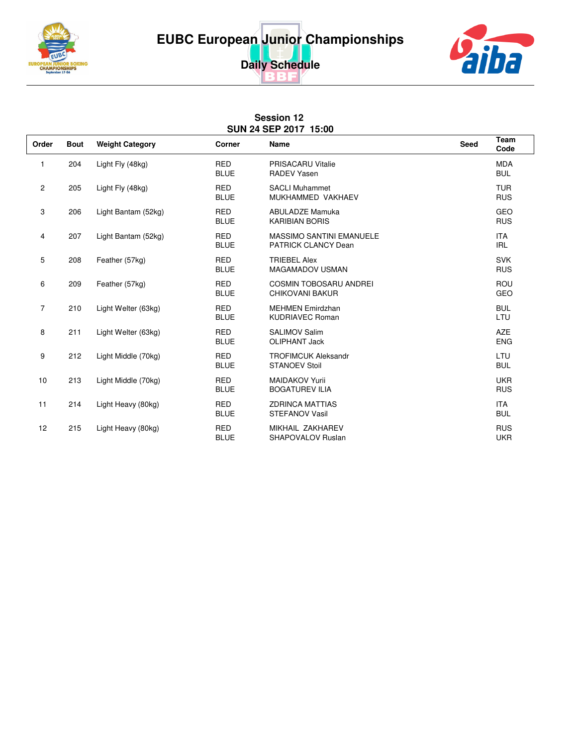# EUBC European Junior Championships

## Daily Schedule

### Session 12
### SUN 24 SEP 2017 15:00

| Order | Bout | Weight Category | Corner | Name | Seed | Team Code |
|---|---|---|---|---|---|---|
| 1 | 204 | Light Fly (48kg) | RED<br>BLUE | PRISACARU Vitalie<br>RADEV Yasen | | MDA<br>BUL |
| 2 | 205 | Light Fly (48kg) | RED<br>BLUE | SACLI Muhammet<br>MUKHAMMED VAKHAEV | | TUR<br>RUS |
| 3 | 206 | Light Bantam (52kg) | RED<br>BLUE | ABULADZE Mamuka<br>KARIBIAN BORIS | | GEO<br>RUS |
| 4 | 207 | Light Bantam (52kg) | RED<br>BLUE | MASSIMO SANTINI EMANUELE<br>PATRICK CLANCY Dean | | ITA<br>IRL |
| 5 | 208 | Feather (57kg) | RED<br>BLUE | TRIEBEL Alex<br>MAGAMADOV USMAN | | SVK<br>RUS |
| 6 | 209 | Feather (57kg) | RED<br>BLUE | COSMIN TOBOSARU ANDREI<br>CHIKOVANI BAKUR | | ROU<br>GEO |
| 7 | 210 | Light Welter (63kg) | RED<br>BLUE | MEHMEN Emirdzhan<br>KUDRIAVEC Roman | | BUL<br>LTU |
| 8 | 211 | Light Welter (63kg) | RED<br>BLUE | SALIMOV Salim<br>OLIPHANT Jack | | AZE<br>ENG |
| 9 | 212 | Light Middle (70kg) | RED<br>BLUE | TROFIMCUK Aleksandr<br>STANOEV Stoil | | LTU<br>BUL |
| 10 | 213 | Light Middle (70kg) | RED<br>BLUE | MAIDAKOV Yurii<br>BOGATUREV ILIA | | UKR<br>RUS |
| 11 | 214 | Light Heavy (80kg) | RED<br>BLUE | ZDRINCA MATTIAS<br>STEFANOV Vasil | | ITA<br>BUL |
| 12 | 215 | Light Heavy (80kg) | RED<br>BLUE | MIKHAIL ZAKHAREV<br>SHAPOVALOV Ruslan | | RUS<br>UKR |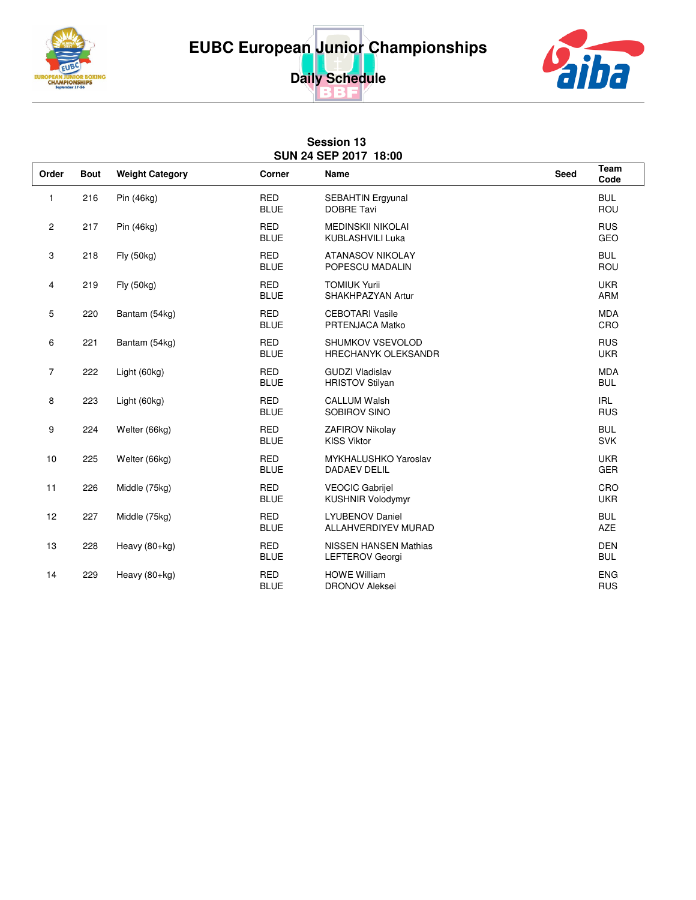# EUBC European Junior Championships

## Daily Schedule

**Session 13**
**SUN 24 SEP 2017 18:00**

| Order | Bout | Weight Category | Corner | Name | Seed | Team Code |
|---|---|---|---|---|---|---|
| 1 | 216 | Pin (46kg) | RED | SEBAHTIN Ergyunal | | BUL |
| | | | BLUE | DOBRE Tavi | | ROU |
| 2 | 217 | Pin (46kg) | RED | MEDINSKII NIKOLAI | | RUS |
| | | | BLUE | KUBLASHVILI Luka | | GEO |
| 3 | 218 | Fly (50kg) | RED | ATANASOV NIKOLAY | | BUL |
| | | | BLUE | POPESCU MADALIN | | ROU |
| 4 | 219 | Fly (50kg) | RED | TOMIUK Yurii | | UKR |
| | | | BLUE | SHAKHPAZYAN Artur | | ARM |
| 5 | 220 | Bantam (54kg) | RED | CEBOTARI Vasile | | MDA |
| | | | BLUE | PRTENJACA Matko | | CRO |
| 6 | 221 | Bantam (54kg) | RED | SHUMKOV VSEVOLOD | | RUS |
| | | | BLUE | HRECHANYK OLEKSANDR | | UKR |
| 7 | 222 | Light (60kg) | RED | GUDZI Vladislav | | MDA |
| | | | BLUE | HRISTOV Stilyan | | BUL |
| 8 | 223 | Light (60kg) | RED | CALLUM Walsh | | IRL |
| | | | BLUE | SOBIROV SINO | | RUS |
| 9 | 224 | Welter (66kg) | RED | ZAFIROV Nikolay | | BUL |
| | | | BLUE | KISS Viktor | | SVK |
| 10 | 225 | Welter (66kg) | RED | MYKHALUSHKO Yaroslav | | UKR |
| | | | BLUE | DADAEV DELIL | | GER |
| 11 | 226 | Middle (75kg) | RED | VEOCIC Gabrijel | | CRO |
| | | | BLUE | KUSHNIR Volodymyr | | UKR |
| 12 | 227 | Middle (75kg) | RED | LYUBENOV Daniel | | BUL |
| | | | BLUE | ALLAHVERDIYEV MURAD | | AZE |
| 13 | 228 | Heavy (80+kg) | RED | NISSEN HANSEN Mathias | | DEN |
| | | | BLUE | LEFTEROV Georgi | | BUL |
| 14 | 229 | Heavy (80+kg) | RED | HOWE William | | ENG |
| | | | BLUE | DRONOV Aleksei | | RUS |